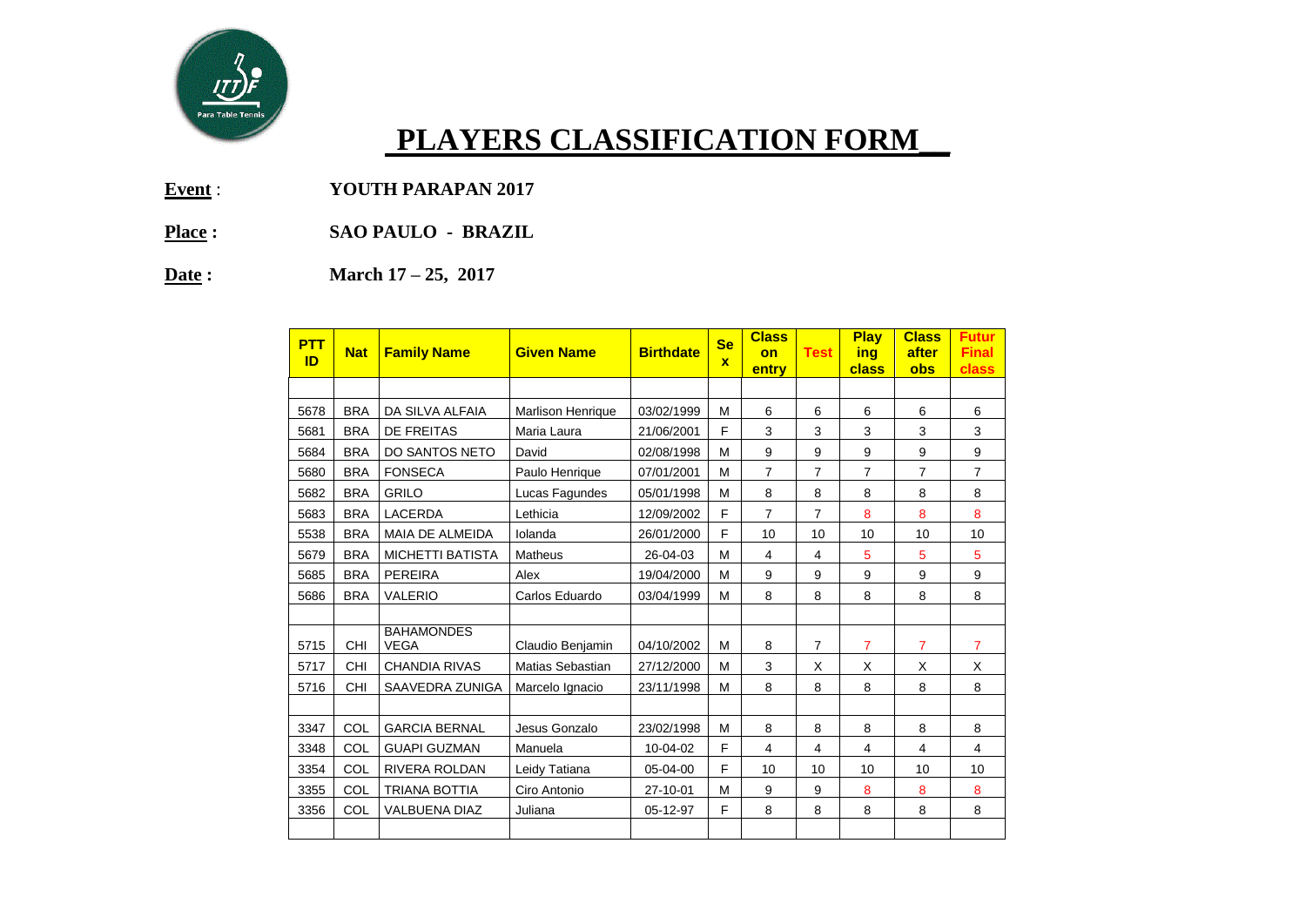# PLAYERS CLASSIFICATION FORM

**Event** : **YOUTH PARAPAN 2017**

**Place :** **SAO PAULO - BRAZIL**

**Date :** **March 17 – 25, 2017**

| PTT ID | Nat | Family Name | Given Name | Birthdate | Sex | Class on entry | Test | Playing class | Class after obs | Futur Final class |
|---|---|---|---|---|---|---|---|---|---|---|
| | | | | | | | | | | |
| 5678 | BRA | DA SILVA ALFAIA | Marlison Henrique | 03/02/1999 | M | 6 | 6 | 6 | 6 | 6 |
| 5681 | BRA | DE FREITAS | Maria Laura | 21/06/2001 | F | 3 | 3 | 3 | 3 | 3 |
| 5684 | BRA | DO SANTOS NETO | David | 02/08/1998 | M | 9 | 9 | 9 | 9 | 9 |
| 5680 | BRA | FONSECA | Paulo Henrique | 07/01/2001 | M | 7 | 7 | 7 | 7 | 7 |
| 5682 | BRA | GRILO | Lucas Fagundes | 05/01/1998 | M | 8 | 8 | 8 | 8 | 8 |
| 5683 | BRA | LACERDA | Lethicia | 12/09/2002 | F | 7 | 7 | 8 | 8 | 8 |
| 5538 | BRA | MAIA DE ALMEIDA | Iolanda | 26/01/2000 | F | 10 | 10 | 10 | 10 | 10 |
| 5679 | BRA | MICHETTI BATISTA | Matheus | 26-04-03 | M | 4 | 4 | 5 | 5 | 5 |
| 5685 | BRA | PEREIRA | Alex | 19/04/2000 | M | 9 | 9 | 9 | 9 | 9 |
| 5686 | BRA | VALERIO | Carlos Eduardo | 03/04/1999 | M | 8 | 8 | 8 | 8 | 8 |
| | | | | | | | | | | |
| 5715 | CHI | BAHAMONDES VEGA | Claudio Benjamin | 04/10/2002 | M | 8 | 7 | 7 | 7 | 7 |
| 5717 | CHI | CHANDIA RIVAS | Matias Sebastian | 27/12/2000 | M | 3 | X | X | X | X |
| 5716 | CHI | SAAVEDRA ZUNIGA | Marcelo Ignacio | 23/11/1998 | M | 8 | 8 | 8 | 8 | 8 |
| | | | | | | | | | | |
| 3347 | COL | GARCIA BERNAL | Jesus Gonzalo | 23/02/1998 | M | 8 | 8 | 8 | 8 | 8 |
| 3348 | COL | GUAPI GUZMAN | Manuela | 10-04-02 | F | 4 | 4 | 4 | 4 | 4 |
| 3354 | COL | RIVERA ROLDAN | Leidy Tatiana | 05-04-00 | F | 10 | 10 | 10 | 10 | 10 |
| 3355 | COL | TRIANA BOTTIA | Ciro Antonio | 27-10-01 | M | 9 | 9 | 8 | 8 | 8 |
| 3356 | COL | VALBUENA DIAZ | Juliana | 05-12-97 | F | 8 | 8 | 8 | 8 | 8 |
| | | | | | | | | | | |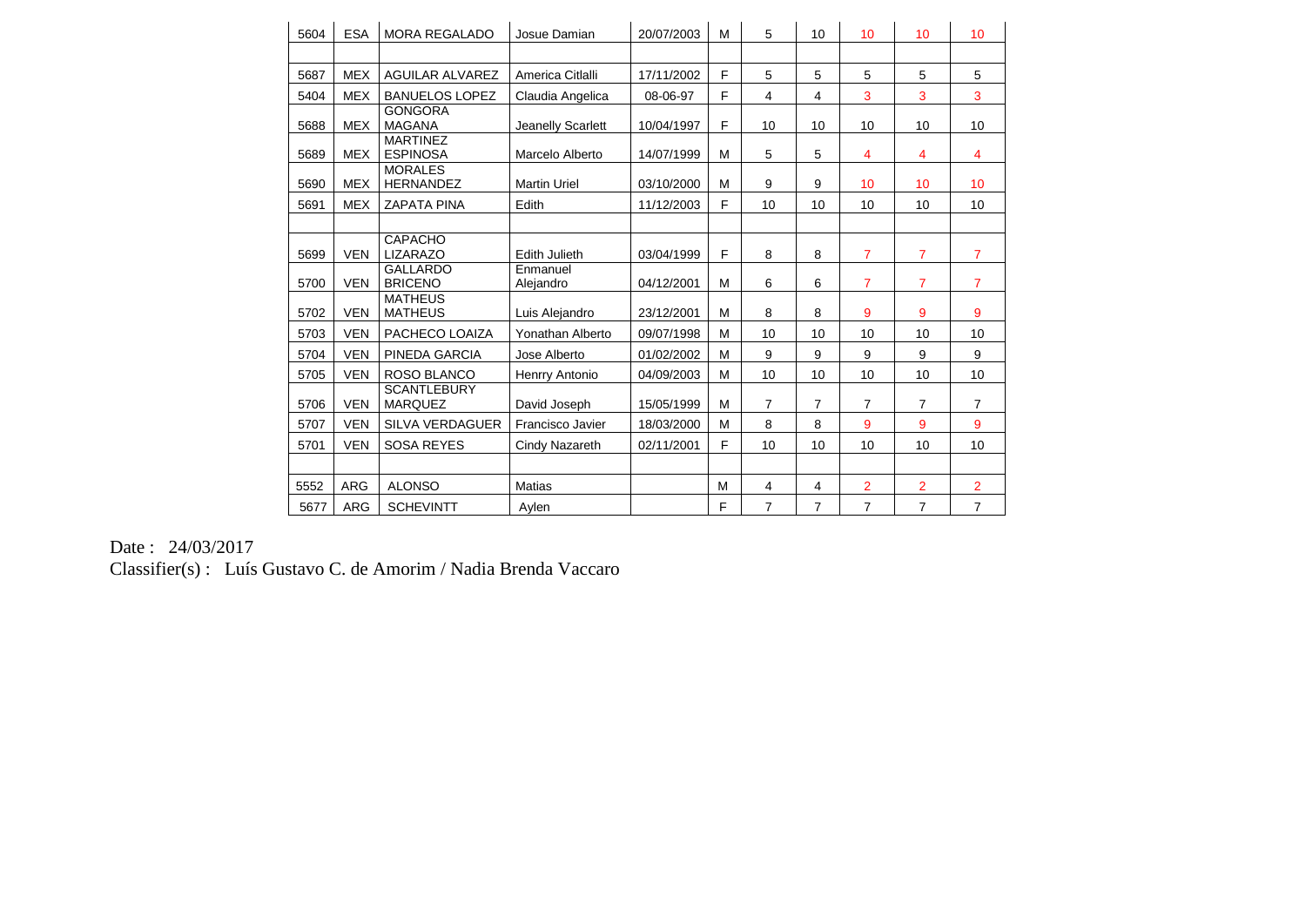| | | | | | | | | | | |
|---|---|---|---|---|---|---|---|---|---|---|
| 5604 | ESA | MORA REGALADO | Josue Damian | 20/07/2003 | M | 5 | 10 | 10 | 10 | 10 |
| | | | | | | | | | | |
| 5687 | MEX | AGUILAR ALVAREZ | America Citlalli | 17/11/2002 | F | 5 | 5 | 5 | 5 | 5 |
| 5404 | MEX | BANUELOS LOPEZ | Claudia Angelica | 08-06-97 | F | 4 | 4 | 3 | 3 | 3 |
| 5688 | MEX | GONGORA MAGANA | Jeanelly Scarlett | 10/04/1997 | F | 10 | 10 | 10 | 10 | 10 |
| 5689 | MEX | MARTINEZ ESPINOSA | Marcelo Alberto | 14/07/1999 | M | 5 | 5 | 4 | 4 | 4 |
| 5690 | MEX | MORALES HERNANDEZ | Martin Uriel | 03/10/2000 | M | 9 | 9 | 10 | 10 | 10 |
| 5691 | MEX | ZAPATA PINA | Edith | 11/12/2003 | F | 10 | 10 | 10 | 10 | 10 |
| | | | | | | | | | | |
| 5699 | VEN | CAPACHO LIZARAZO | Edith Julieth | 03/04/1999 | F | 8 | 8 | 7 | 7 | 7 |
| 5700 | VEN | GALLARDO BRICENO | Enmanuel Alejandro | 04/12/2001 | M | 6 | 6 | 7 | 7 | 7 |
| 5702 | VEN | MATHEUS MATHEUS | Luis Alejandro | 23/12/2001 | M | 8 | 8 | 9 | 9 | 9 |
| 5703 | VEN | PACHECO LOAIZA | Yonathan Alberto | 09/07/1998 | M | 10 | 10 | 10 | 10 | 10 |
| 5704 | VEN | PINEDA GARCIA | Jose Alberto | 01/02/2002 | M | 9 | 9 | 9 | 9 | 9 |
| 5705 | VEN | ROSO BLANCO | Henrry Antonio | 04/09/2003 | M | 10 | 10 | 10 | 10 | 10 |
| 5706 | VEN | SCANTLEBURY MARQUEZ | David Joseph | 15/05/1999 | M | 7 | 7 | 7 | 7 | 7 |
| 5707 | VEN | SILVA VERDAGUER | Francisco Javier | 18/03/2000 | M | 8 | 8 | 9 | 9 | 9 |
| 5701 | VEN | SOSA REYES | Cindy Nazareth | 02/11/2001 | F | 10 | 10 | 10 | 10 | 10 |
| | | | | | | | | | | |
| 5552 | ARG | ALONSO | Matias | | M | 4 | 4 | 2 | 2 | 2 |
| 5677 | ARG | SCHEVINTT | Aylen | | F | 7 | 7 | 7 | 7 | 7 |

Date : 24/03/2017

Classifier(s) : Luís Gustavo C. de Amorim / Nadia Brenda Vaccaro